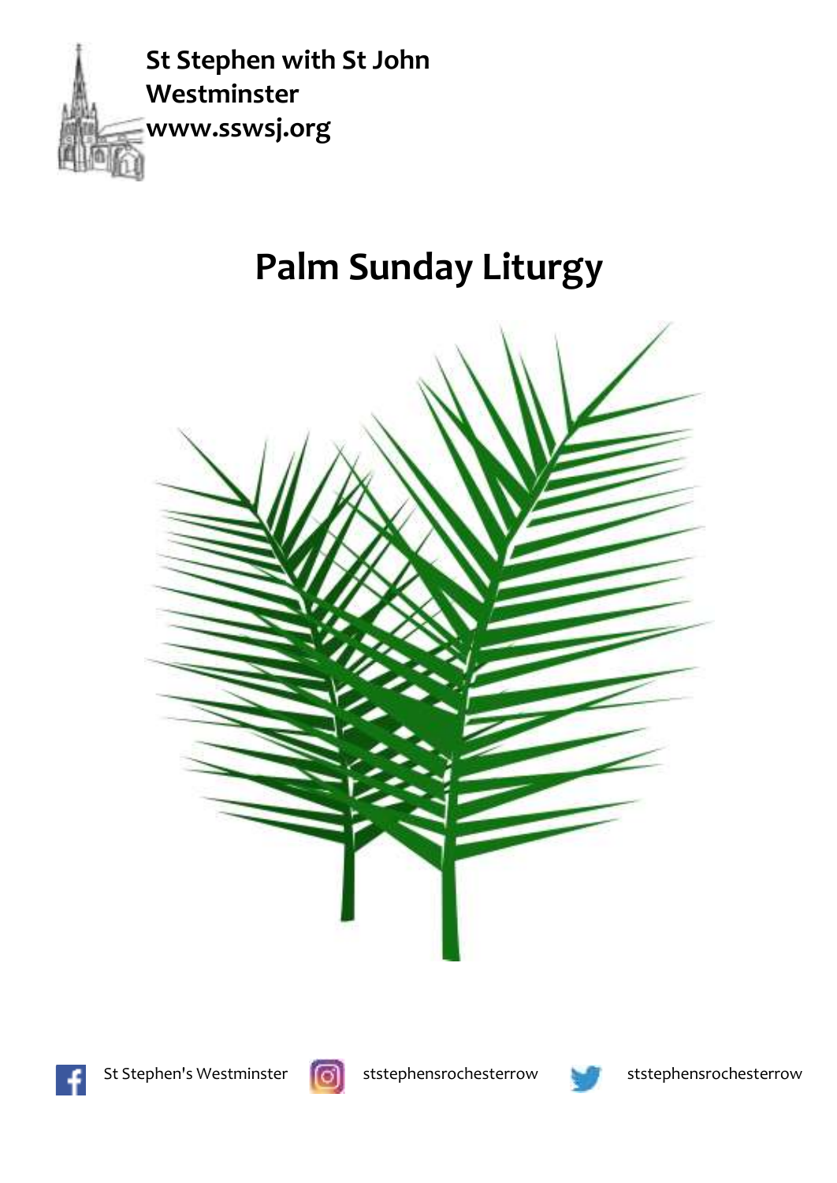**St Stephen with St John**
**Westminster**
**www.sswsj.org**

# Palm Sunday Liturgy

St Stephen's Westminster ststephensrochesterrow ststephensrochesterrow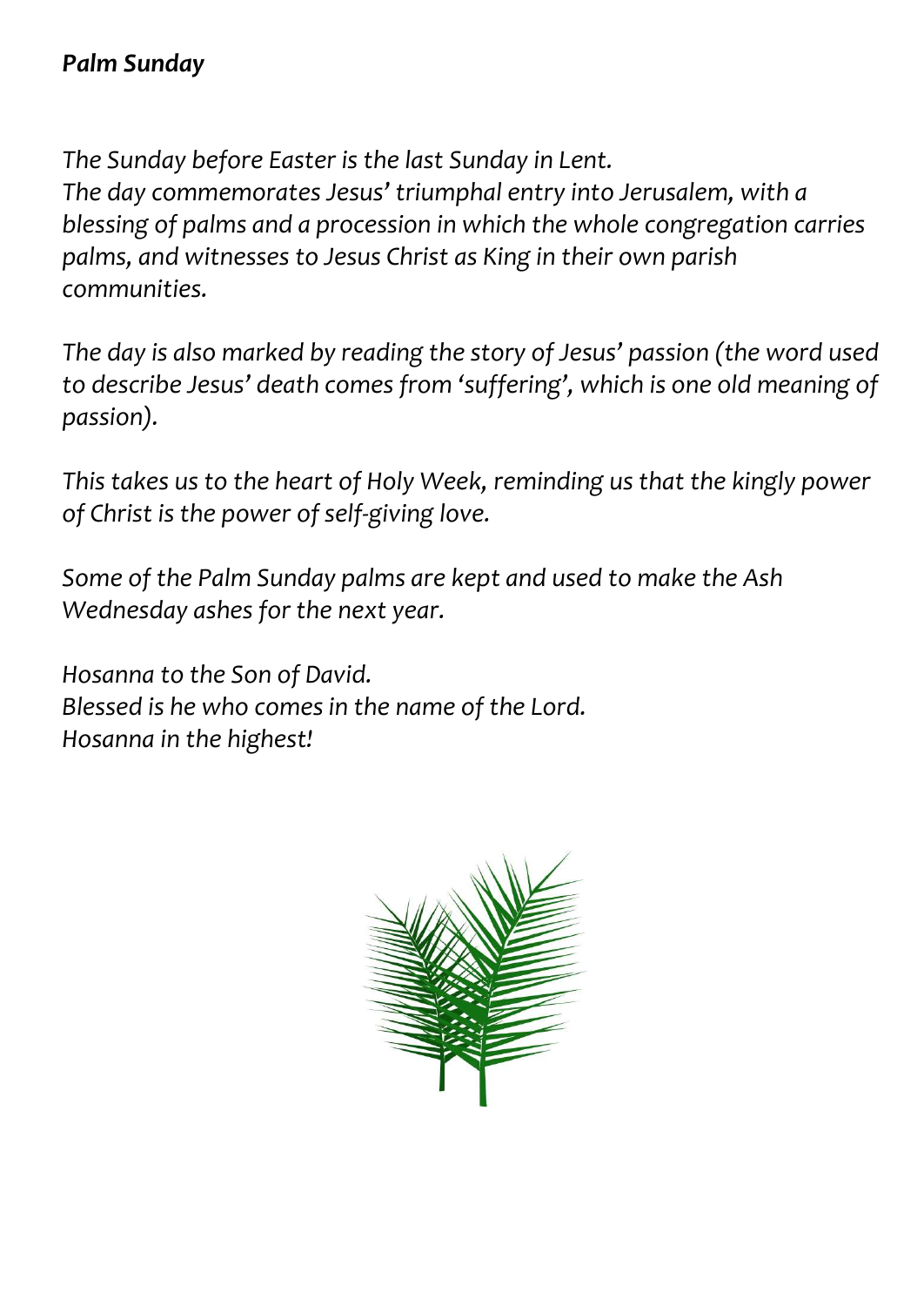***Palm Sunday***

*The Sunday before Easter is the last Sunday in Lent.*
*The day commemorates Jesus' triumphal entry into Jerusalem, with a blessing of palms and a procession in which the whole congregation carries palms, and witnesses to Jesus Christ as King in their own parish communities.*

*The day is also marked by reading the story of Jesus' passion (the word used to describe Jesus' death comes from 'suffering', which is one old meaning of passion).*

*This takes us to the heart of Holy Week, reminding us that the kingly power of Christ is the power of self-giving love.*

*Some of the Palm Sunday palms are kept and used to make the Ash Wednesday ashes for the next year.*

*Hosanna to the Son of David.*
*Blessed is he who comes in the name of the Lord.*
*Hosanna in the highest!*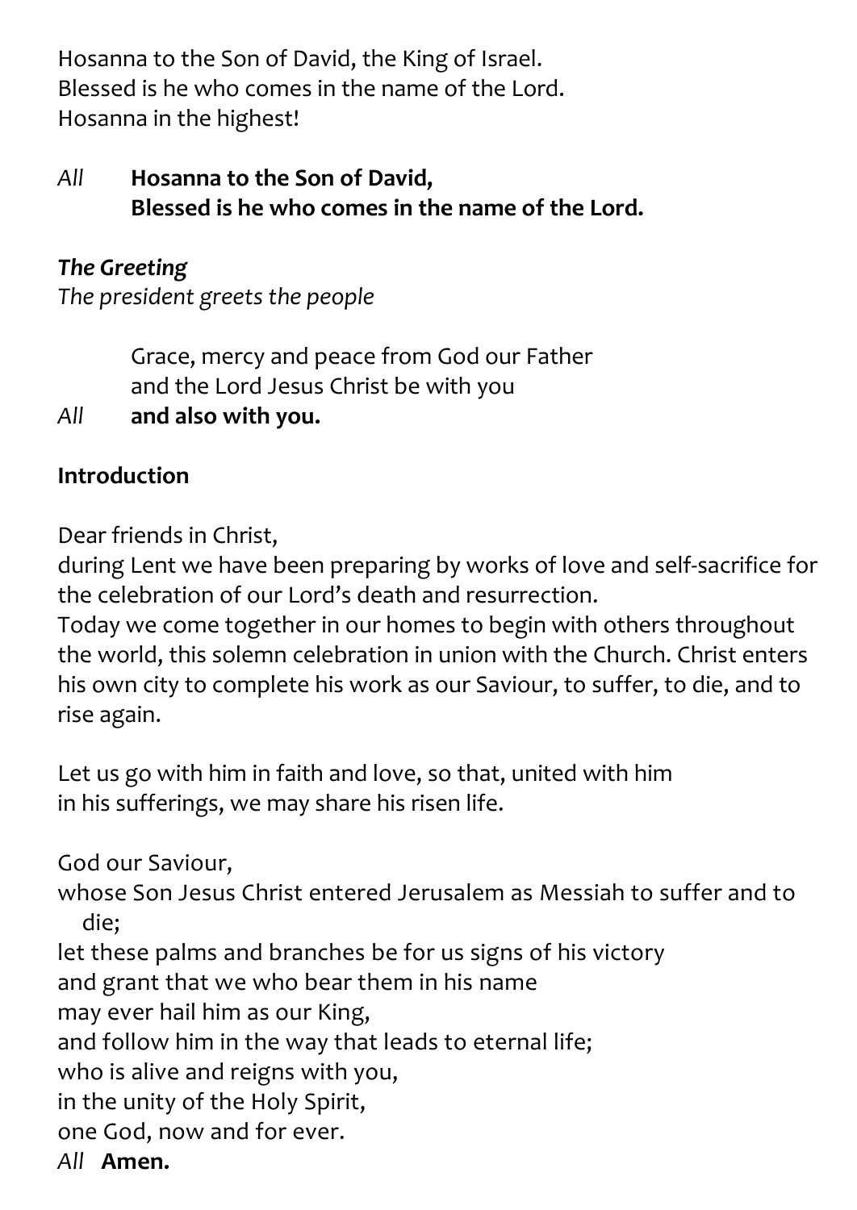Hosanna to the Son of David, the King of Israel.
Blessed is he who comes in the name of the Lord.
Hosanna in the highest!

*All* **Hosanna to the Son of David,**
**Blessed is he who comes in the name of the Lord.**

***The Greeting***
*The president greets the people*

Grace, mercy and peace from God our Father
and the Lord Jesus Christ be with you
*All* **and also with you.**

**Introduction**

Dear friends in Christ,
during Lent we have been preparing by works of love and self-sacrifice for the celebration of our Lord's death and resurrection.
Today we come together in our homes to begin with others throughout the world, this solemn celebration in union with the Church. Christ enters his own city to complete his work as our Saviour, to suffer, to die, and to rise again.

Let us go with him in faith and love, so that, united with him
in his sufferings, we may share his risen life.

God our Saviour,
whose Son Jesus Christ entered Jerusalem as Messiah to suffer and to die;
let these palms and branches be for us signs of his victory
and grant that we who bear them in his name
may ever hail him as our King,
and follow him in the way that leads to eternal life;
who is alive and reigns with you,
in the unity of the Holy Spirit,
one God, now and for ever.
*All* **Amen.**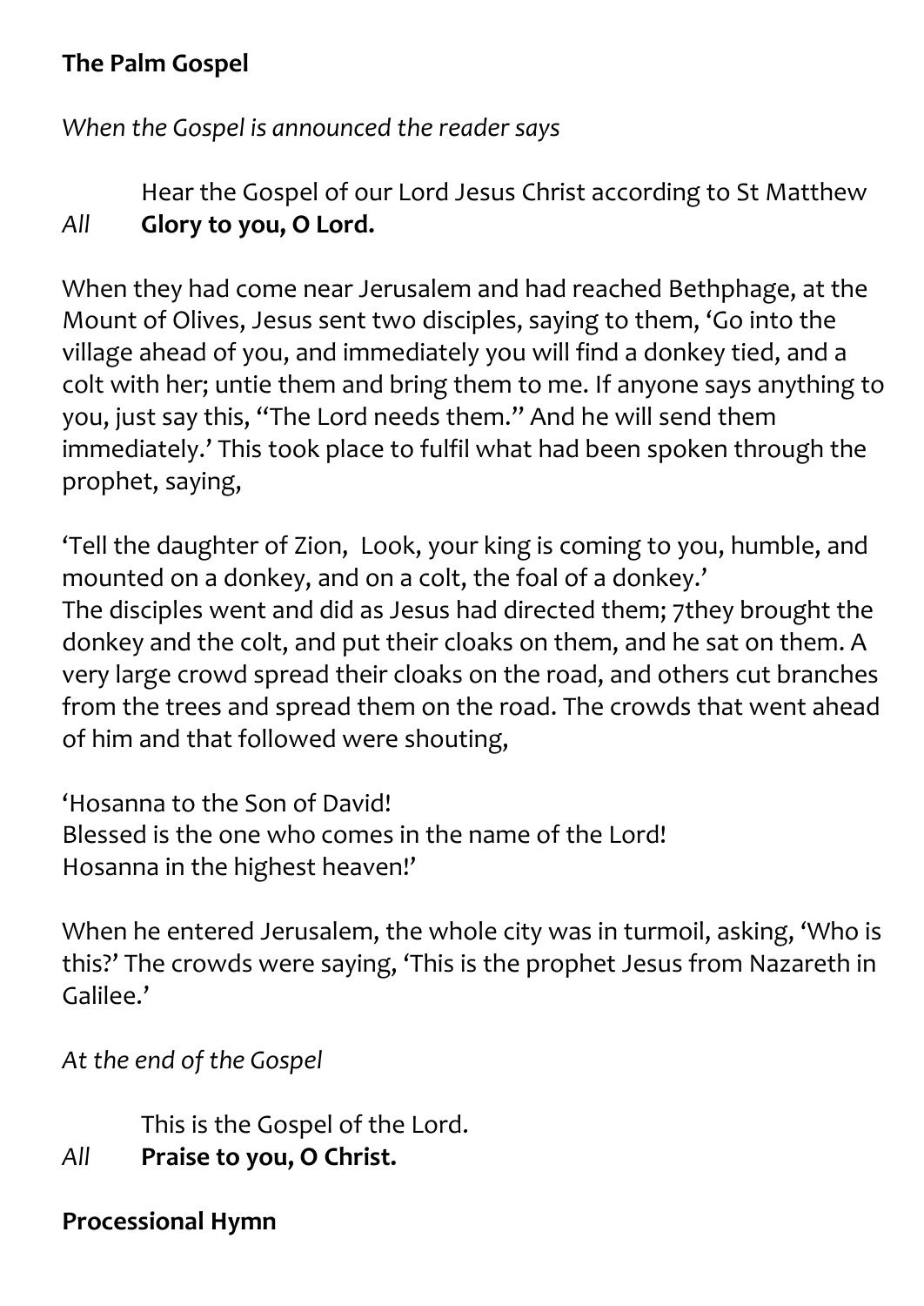**The Palm Gospel**

*When the Gospel is announced the reader says*

Hear the Gospel of our Lord Jesus Christ according to St Matthew
*All* **Glory to you, O Lord.**

When they had come near Jerusalem and had reached Bethphage, at the Mount of Olives, Jesus sent two disciples, saying to them, 'Go into the village ahead of you, and immediately you will find a donkey tied, and a colt with her; untie them and bring them to me. If anyone says anything to you, just say this, "The Lord needs them." And he will send them immediately.' This took place to fulfil what had been spoken through the prophet, saying,

'Tell the daughter of Zion, Look, your king is coming to you, humble, and mounted on a donkey, and on a colt, the foal of a donkey.'
The disciples went and did as Jesus had directed them; 7they brought the donkey and the colt, and put their cloaks on them, and he sat on them. A very large crowd spread their cloaks on the road, and others cut branches from the trees and spread them on the road. The crowds that went ahead of him and that followed were shouting,

'Hosanna to the Son of David!
Blessed is the one who comes in the name of the Lord!
Hosanna in the highest heaven!'

When he entered Jerusalem, the whole city was in turmoil, asking, 'Who is this?' The crowds were saying, 'This is the prophet Jesus from Nazareth in Galilee.'

*At the end of the Gospel*

This is the Gospel of the Lord.
*All* **Praise to you, O Christ.**

**Processional Hymn**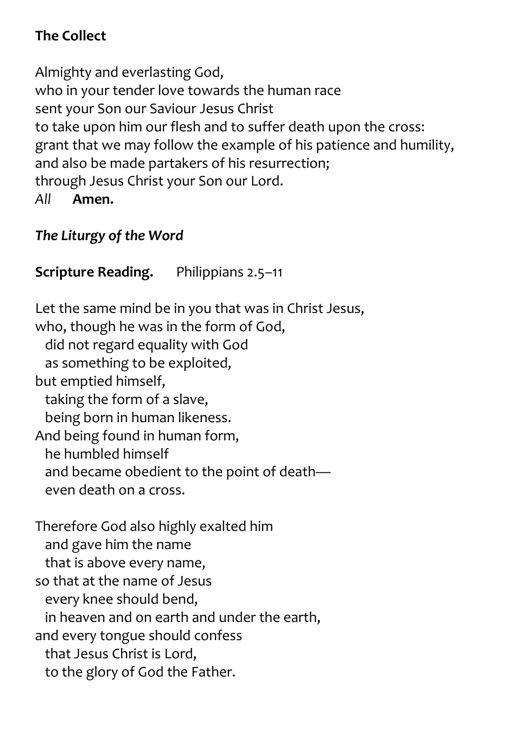**The Collect**

Almighty and everlasting God,
who in your tender love towards the human race
sent your Son our Saviour Jesus Christ
to take upon him our flesh and to suffer death upon the cross:
grant that we may follow the example of his patience and humility,
and also be made partakers of his resurrection;
through Jesus Christ your Son our Lord.
*All* **Amen.**

***The Liturgy of the Word***

**Scripture Reading.** Philippians 2.5–11

Let the same mind be in you that was in Christ Jesus,
who, though he was in the form of God,
  did not regard equality with God
  as something to be exploited,
but emptied himself,
  taking the form of a slave,
  being born in human likeness.
And being found in human form,
  he humbled himself
  and became obedient to the point of death—
  even death on a cross.

Therefore God also highly exalted him
  and gave him the name
  that is above every name,
so that at the name of Jesus
  every knee should bend,
  in heaven and on earth and under the earth,
and every tongue should confess
  that Jesus Christ is Lord,
  to the glory of God the Father.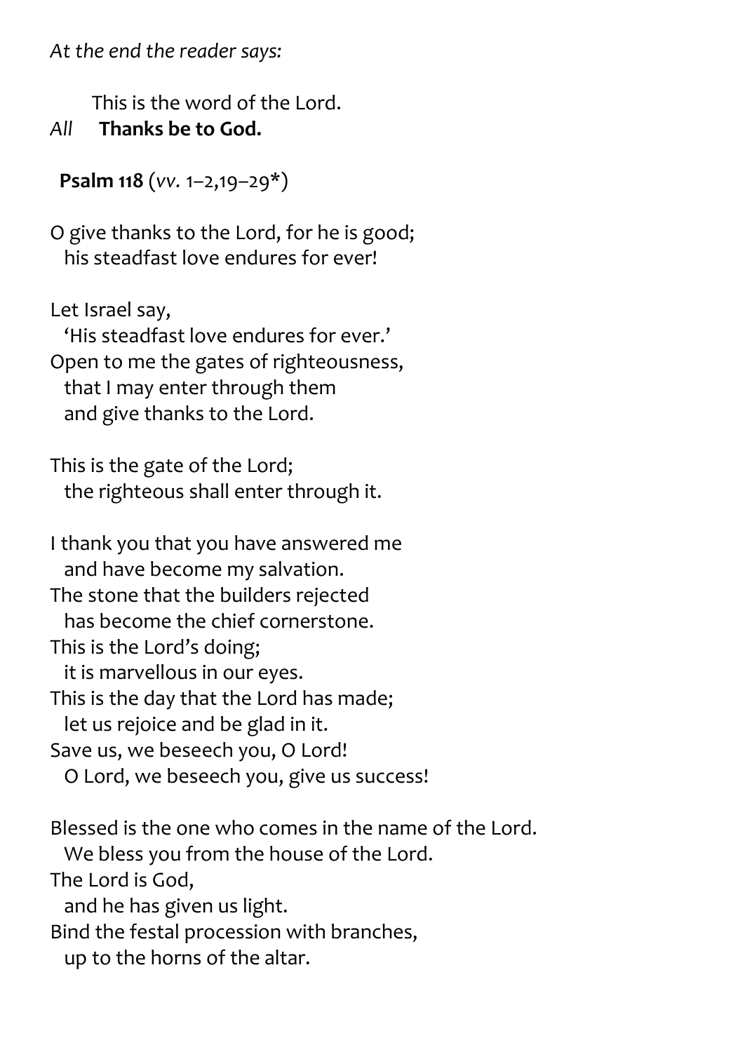*At the end the reader says:*

This is the word of the Lord.

*All* **Thanks be to God.**

**Psalm 118** (*vv.* 1–2,19–29*)

O give thanks to the Lord, for he is good;  
his steadfast love endures for ever!

Let Israel say,  
'His steadfast love endures for ever.'  
Open to me the gates of righteousness,  
that I may enter through them  
and give thanks to the Lord.

This is the gate of the Lord;  
the righteous shall enter through it.

I thank you that you have answered me  
and have become my salvation.  
The stone that the builders rejected  
has become the chief cornerstone.  
This is the Lord's doing;  
it is marvellous in our eyes.  
This is the day that the Lord has made;  
let us rejoice and be glad in it.  
Save us, we beseech you, O Lord!  
O Lord, we beseech you, give us success!

Blessed is the one who comes in the name of the Lord.  
We bless you from the house of the Lord.  
The Lord is God,  
and he has given us light.  
Bind the festal procession with branches,  
up to the horns of the altar.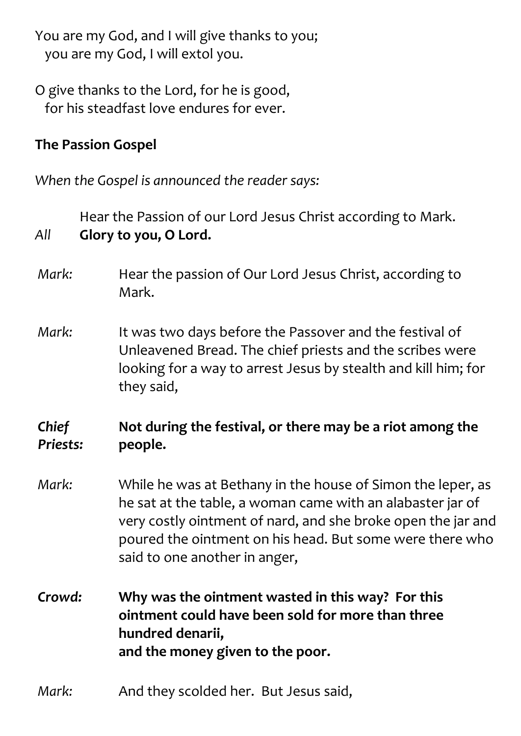You are my God, and I will give thanks to you;
  you are my God, I will extol you.

O give thanks to the Lord, for he is good,
  for his steadfast love endures for ever.

**The Passion Gospel**

*When the Gospel is announced the reader says:*

Hear the Passion of our Lord Jesus Christ according to Mark.

*All* **Glory to you, O Lord.**

*Mark:* Hear the passion of Our Lord Jesus Christ, according to Mark.

*Mark:* It was two days before the Passover and the festival of Unleavened Bread. The chief priests and the scribes were looking for a way to arrest Jesus by stealth and kill him; for they said,

***Chief Priests:*** **Not during the festival, or there may be a riot among the people.**

*Mark:* While he was at Bethany in the house of Simon the leper, as he sat at the table, a woman came with an alabaster jar of very costly ointment of nard, and she broke open the jar and poured the ointment on his head. But some were there who said to one another in anger,

***Crowd:*** **Why was the ointment wasted in this way? For this ointment could have been sold for more than three hundred denarii,
and the money given to the poor.**

*Mark:* And they scolded her. But Jesus said,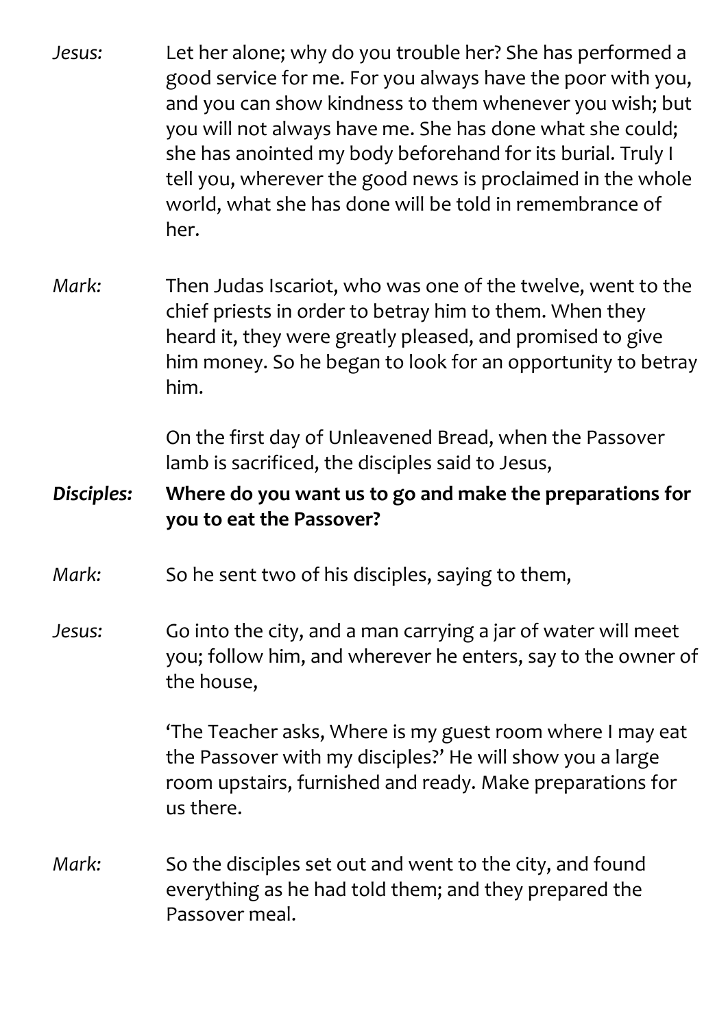*Jesus:* Let her alone; why do you trouble her? She has performed a good service for me. For you always have the poor with you, and you can show kindness to them whenever you wish; but you will not always have me. She has done what she could; she has anointed my body beforehand for its burial. Truly I tell you, wherever the good news is proclaimed in the whole world, what she has done will be told in remembrance of her.

*Mark:* Then Judas Iscariot, who was one of the twelve, went to the chief priests in order to betray him to them. When they heard it, they were greatly pleased, and promised to give him money. So he began to look for an opportunity to betray him.

On the first day of Unleavened Bread, when the Passover lamb is sacrificed, the disciples said to Jesus,

***Disciples:*** **Where do you want us to go and make the preparations for you to eat the Passover?**

*Mark:* So he sent two of his disciples, saying to them,

*Jesus:* Go into the city, and a man carrying a jar of water will meet you; follow him, and wherever he enters, say to the owner of the house,

'The Teacher asks, Where is my guest room where I may eat the Passover with my disciples?' He will show you a large room upstairs, furnished and ready. Make preparations for us there.

*Mark:* So the disciples set out and went to the city, and found everything as he had told them; and they prepared the Passover meal.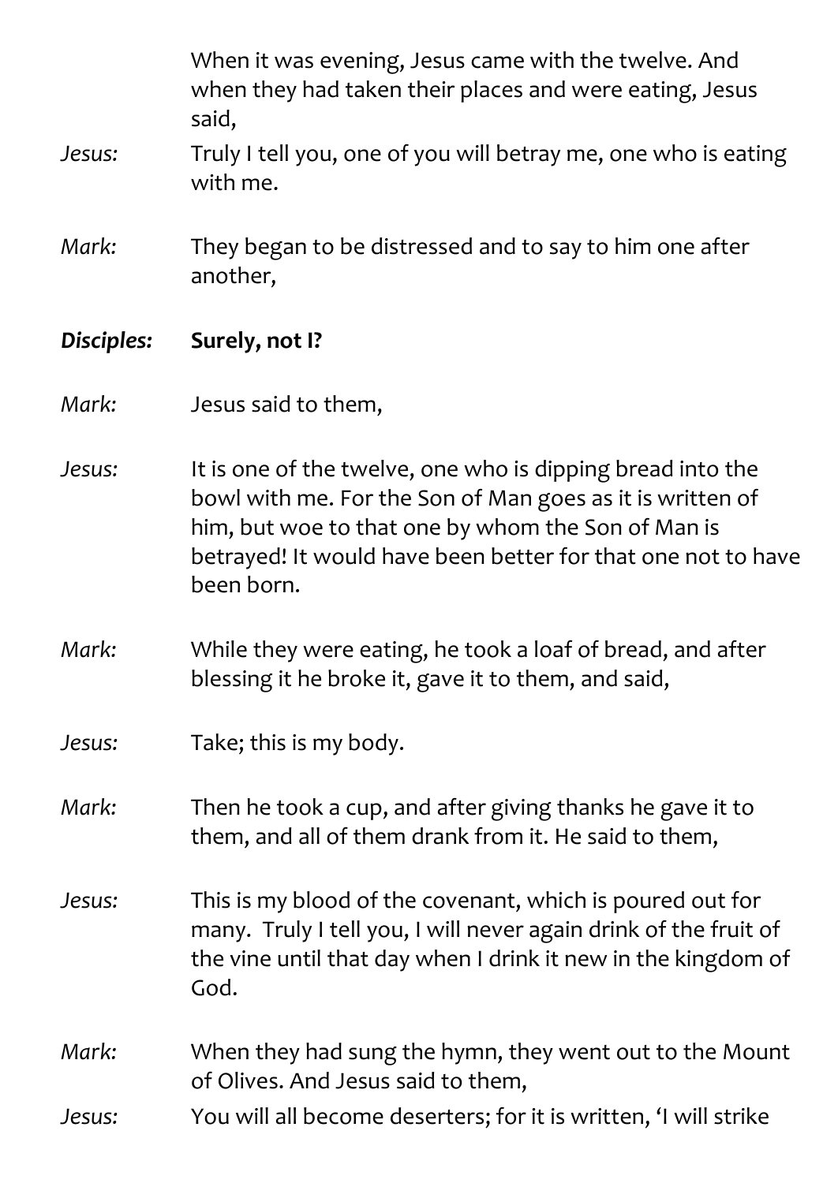When it was evening, Jesus came with the twelve. And when they had taken their places and were eating, Jesus said,

*Jesus:* Truly I tell you, one of you will betray me, one who is eating with me.

*Mark:* They began to be distressed and to say to him one after another,

***Disciples:*** **Surely, not I?**

*Mark:* Jesus said to them,

*Jesus:* It is one of the twelve, one who is dipping bread into the bowl with me. For the Son of Man goes as it is written of him, but woe to that one by whom the Son of Man is betrayed! It would have been better for that one not to have been born.

*Mark:* While they were eating, he took a loaf of bread, and after blessing it he broke it, gave it to them, and said,

*Jesus:* Take; this is my body.

*Mark:* Then he took a cup, and after giving thanks he gave it to them, and all of them drank from it. He said to them,

*Jesus:* This is my blood of the covenant, which is poured out for many. Truly I tell you, I will never again drink of the fruit of the vine until that day when I drink it new in the kingdom of God.

*Mark:* When they had sung the hymn, they went out to the Mount of Olives. And Jesus said to them,

*Jesus:* You will all become deserters; for it is written, 'I will strike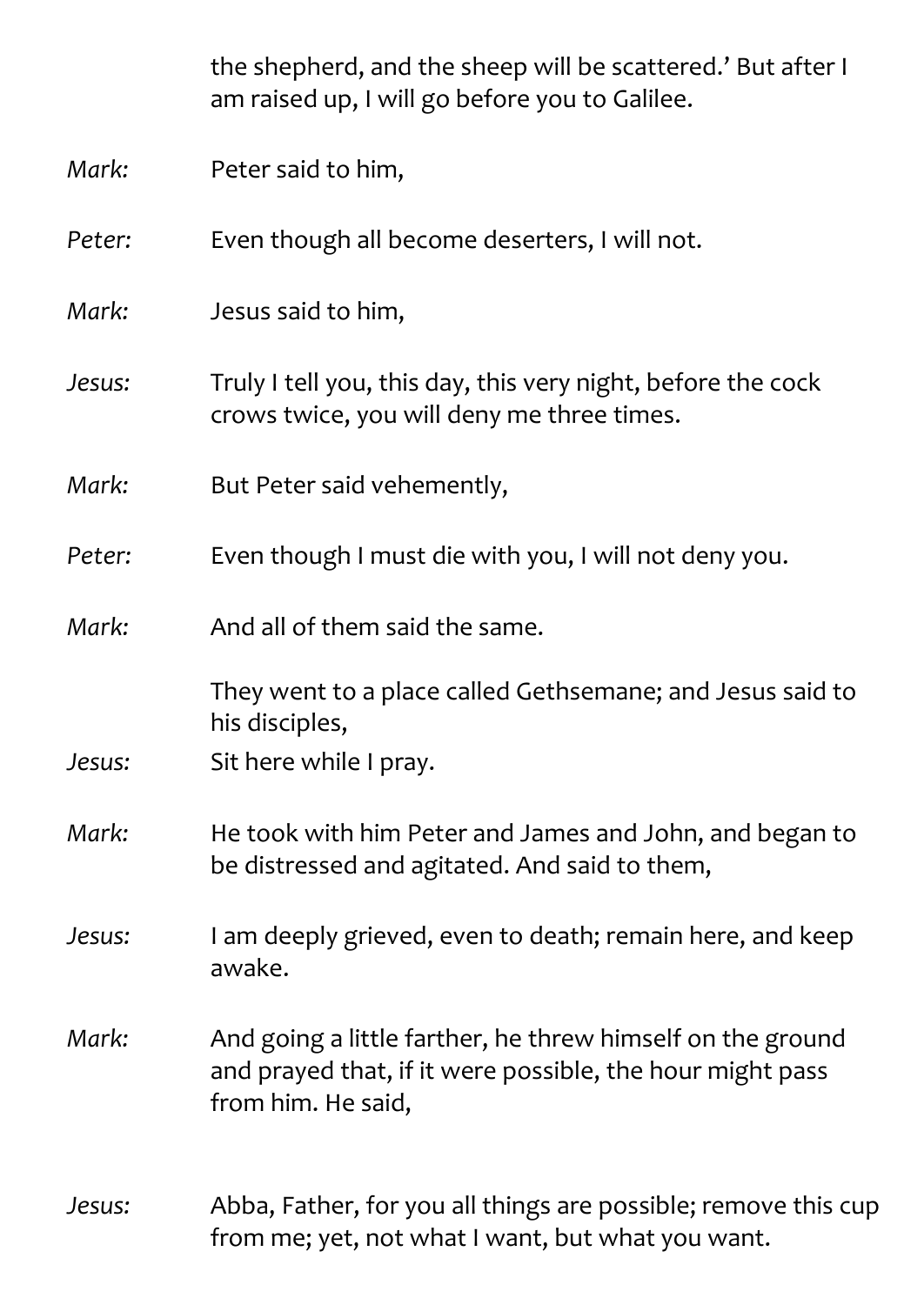the shepherd, and the sheep will be scattered.' But after I am raised up, I will go before you to Galilee.

*Mark:* Peter said to him,

*Peter:* Even though all become deserters, I will not.

*Mark:* Jesus said to him,

*Jesus:* Truly I tell you, this day, this very night, before the cock crows twice, you will deny me three times.

*Mark:* But Peter said vehemently,

*Peter:* Even though I must die with you, I will not deny you.

*Mark:* And all of them said the same.

They went to a place called Gethsemane; and Jesus said to his disciples,

*Jesus:* Sit here while I pray.

*Mark:* He took with him Peter and James and John, and began to be distressed and agitated. And said to them,

*Jesus:* I am deeply grieved, even to death; remain here, and keep awake.

*Mark:* And going a little farther, he threw himself on the ground and prayed that, if it were possible, the hour might pass from him. He said,

*Jesus:* Abba, Father, for you all things are possible; remove this cup from me; yet, not what I want, but what you want.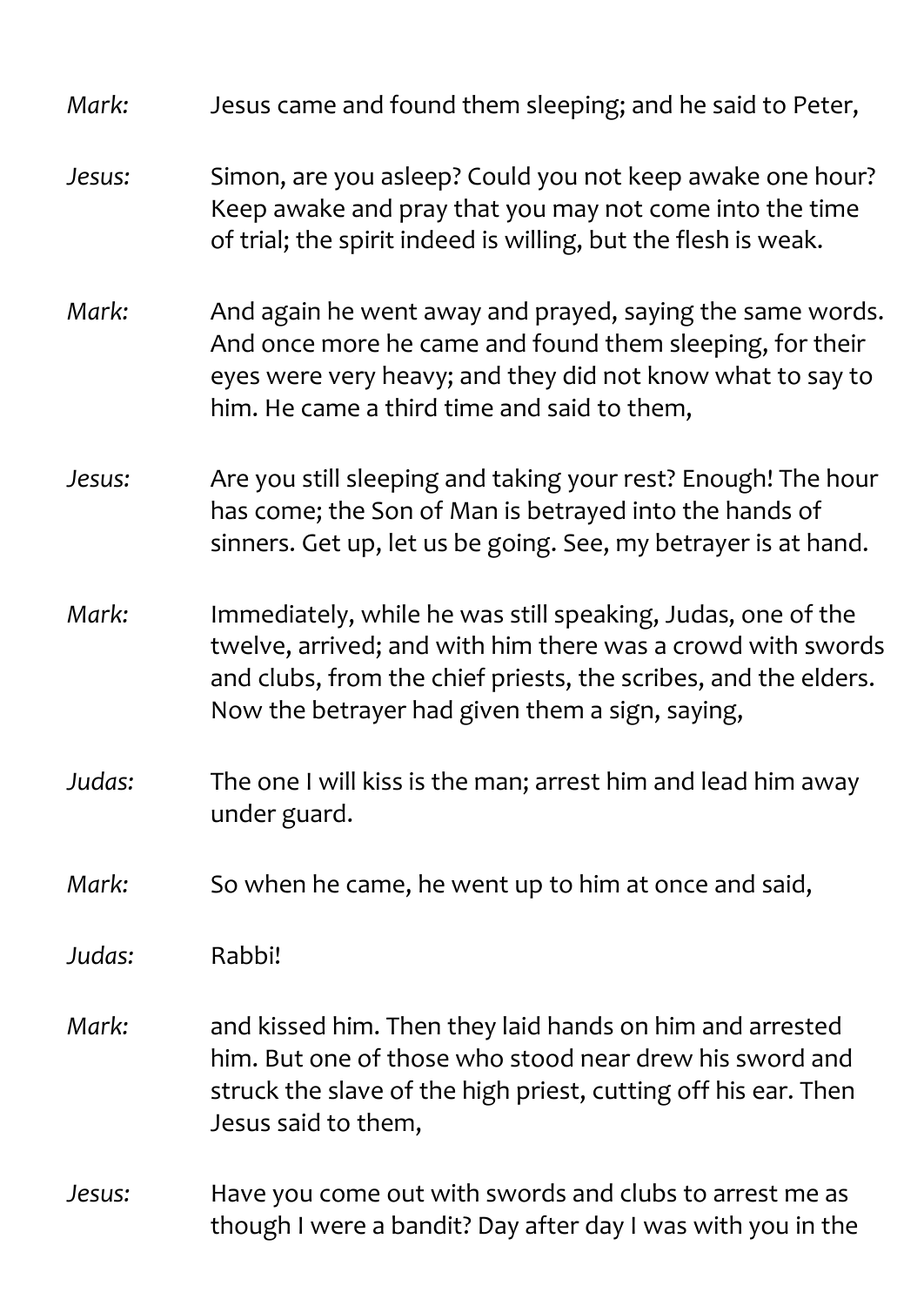*Mark:* Jesus came and found them sleeping; and he said to Peter,

*Jesus:* Simon, are you asleep? Could you not keep awake one hour? Keep awake and pray that you may not come into the time of trial; the spirit indeed is willing, but the flesh is weak.

*Mark:* And again he went away and prayed, saying the same words. And once more he came and found them sleeping, for their eyes were very heavy; and they did not know what to say to him. He came a third time and said to them,

*Jesus:* Are you still sleeping and taking your rest? Enough! The hour has come; the Son of Man is betrayed into the hands of sinners. Get up, let us be going. See, my betrayer is at hand.

*Mark:* Immediately, while he was still speaking, Judas, one of the twelve, arrived; and with him there was a crowd with swords and clubs, from the chief priests, the scribes, and the elders. Now the betrayer had given them a sign, saying,

*Judas:* The one I will kiss is the man; arrest him and lead him away under guard.

*Mark:* So when he came, he went up to him at once and said,

*Judas:* Rabbi!

*Mark:* and kissed him. Then they laid hands on him and arrested him. But one of those who stood near drew his sword and struck the slave of the high priest, cutting off his ear. Then Jesus said to them,

*Jesus:* Have you come out with swords and clubs to arrest me as though I were a bandit? Day after day I was with you in the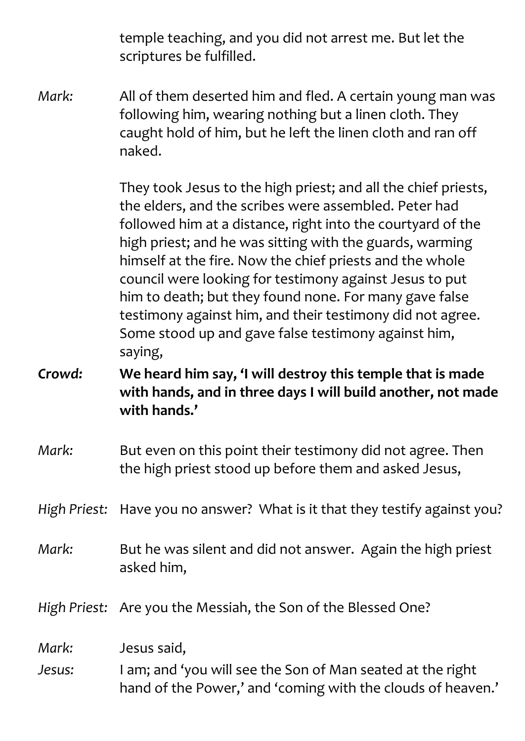temple teaching, and you did not arrest me. But let the scriptures be fulfilled.

*Mark:* All of them deserted him and fled. A certain young man was following him, wearing nothing but a linen cloth. They caught hold of him, but he left the linen cloth and ran off naked.

They took Jesus to the high priest; and all the chief priests, the elders, and the scribes were assembled. Peter had followed him at a distance, right into the courtyard of the high priest; and he was sitting with the guards, warming himself at the fire. Now the chief priests and the whole council were looking for testimony against Jesus to put him to death; but they found none. For many gave false testimony against him, and their testimony did not agree. Some stood up and gave false testimony against him, saying,

***Crowd:*** **We heard him say, 'I will destroy this temple that is made with hands, and in three days I will build another, not made with hands.'**

*Mark:* But even on this point their testimony did not agree. Then the high priest stood up before them and asked Jesus,

*High Priest:* Have you no answer? What is it that they testify against you?

*Mark:* But he was silent and did not answer. Again the high priest asked him,

*High Priest:* Are you the Messiah, the Son of the Blessed One?

*Mark:* Jesus said,

*Jesus:* I am; and 'you will see the Son of Man seated at the right hand of the Power,' and 'coming with the clouds of heaven.'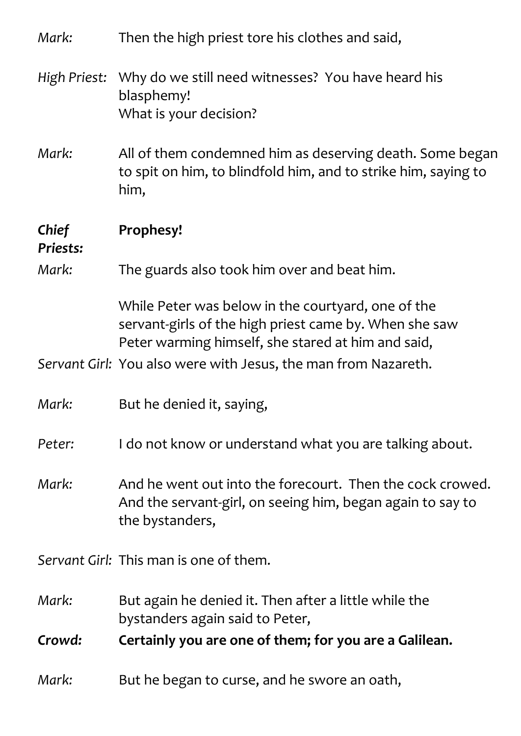*Mark:* Then the high priest tore his clothes and said,

*High Priest:* Why do we still need witnesses? You have heard his blasphemy!
What is your decision?

*Mark:* All of them condemned him as deserving death. Some began to spit on him, to blindfold him, and to strike him, saying to him,

***Chief Priests:*** **Prophesy!**

*Mark:* The guards also took him over and beat him.

While Peter was below in the courtyard, one of the servant-girls of the high priest came by. When she saw Peter warming himself, she stared at him and said,

*Servant Girl:* You also were with Jesus, the man from Nazareth.

*Mark:* But he denied it, saying,

*Peter:* I do not know or understand what you are talking about.

*Mark:* And he went out into the forecourt. Then the cock crowed. And the servant-girl, on seeing him, began again to say to the bystanders,

*Servant Girl:* This man is one of them.

*Mark:* But again he denied it. Then after a little while the bystanders again said to Peter,

***Crowd:*** **Certainly you are one of them; for you are a Galilean.**

*Mark:* But he began to curse, and he swore an oath,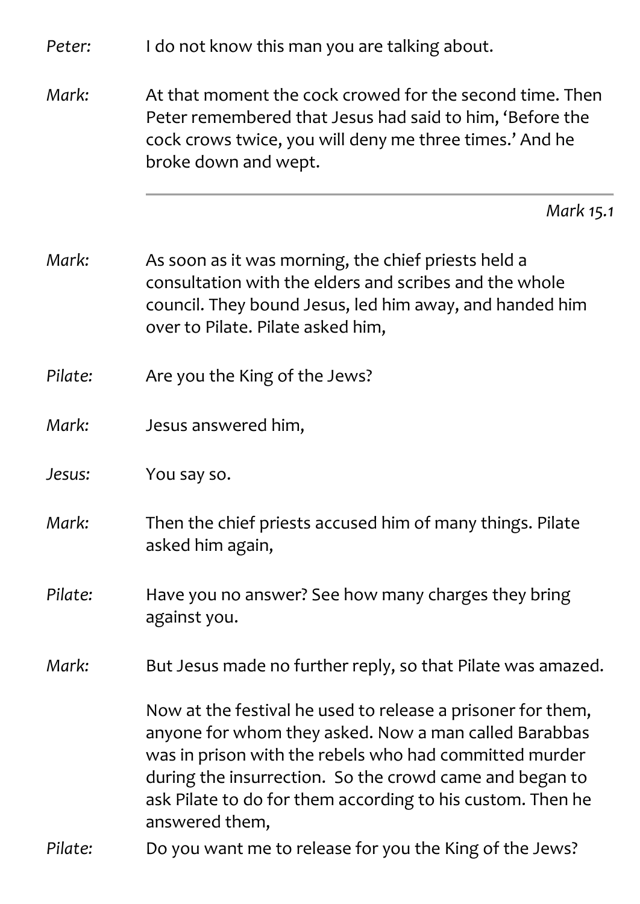*Peter:* I do not know this man you are talking about.

*Mark:* At that moment the cock crowed for the second time. Then Peter remembered that Jesus had said to him, 'Before the cock crows twice, you will deny me three times.' And he broke down and wept.

---

*Mark 15.1*

*Mark:* As soon as it was morning, the chief priests held a consultation with the elders and scribes and the whole council. They bound Jesus, led him away, and handed him over to Pilate. Pilate asked him,

*Pilate:* Are you the King of the Jews?

*Mark:* Jesus answered him,

*Jesus:* You say so.

*Mark:* Then the chief priests accused him of many things. Pilate asked him again,

*Pilate:* Have you no answer? See how many charges they bring against you.

*Mark:* But Jesus made no further reply, so that Pilate was amazed.

Now at the festival he used to release a prisoner for them, anyone for whom they asked. Now a man called Barabbas was in prison with the rebels who had committed murder during the insurrection. So the crowd came and began to ask Pilate to do for them according to his custom. Then he answered them,

*Pilate:* Do you want me to release for you the King of the Jews?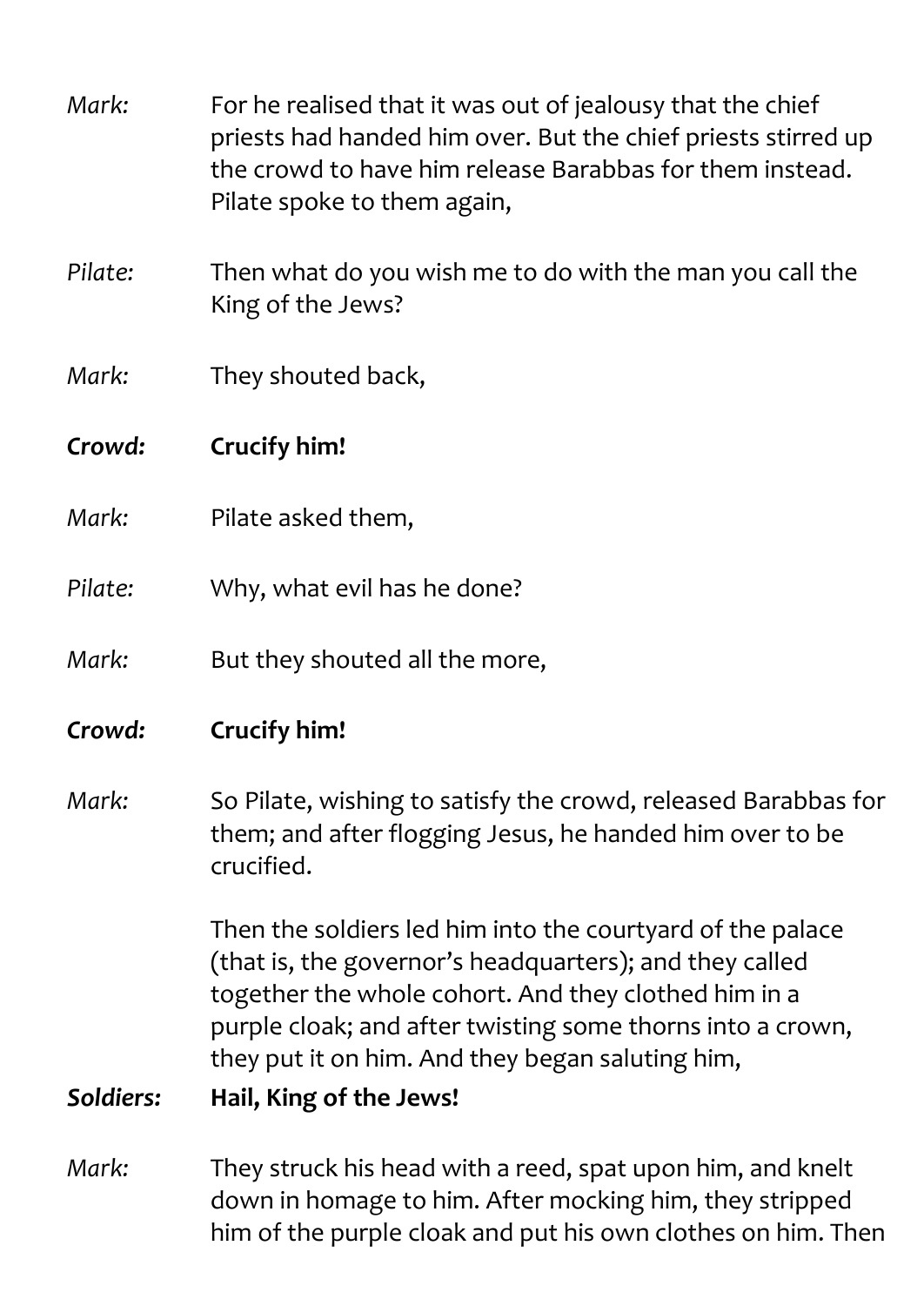*Mark:* For he realised that it was out of jealousy that the chief priests had handed him over. But the chief priests stirred up the crowd to have him release Barabbas for them instead. Pilate spoke to them again,

*Pilate:* Then what do you wish me to do with the man you call the King of the Jews?

*Mark:* They shouted back,

***Crowd:*** **Crucify him!**

*Mark:* Pilate asked them,

*Pilate:* Why, what evil has he done?

*Mark:* But they shouted all the more,

***Crowd:*** **Crucify him!**

*Mark:* So Pilate, wishing to satisfy the crowd, released Barabbas for them; and after flogging Jesus, he handed him over to be crucified.

Then the soldiers led him into the courtyard of the palace (that is, the governor's headquarters); and they called together the whole cohort. And they clothed him in a purple cloak; and after twisting some thorns into a crown, they put it on him. And they began saluting him,

***Soldiers:*** **Hail, King of the Jews!**

*Mark:* They struck his head with a reed, spat upon him, and knelt down in homage to him. After mocking him, they stripped him of the purple cloak and put his own clothes on him. Then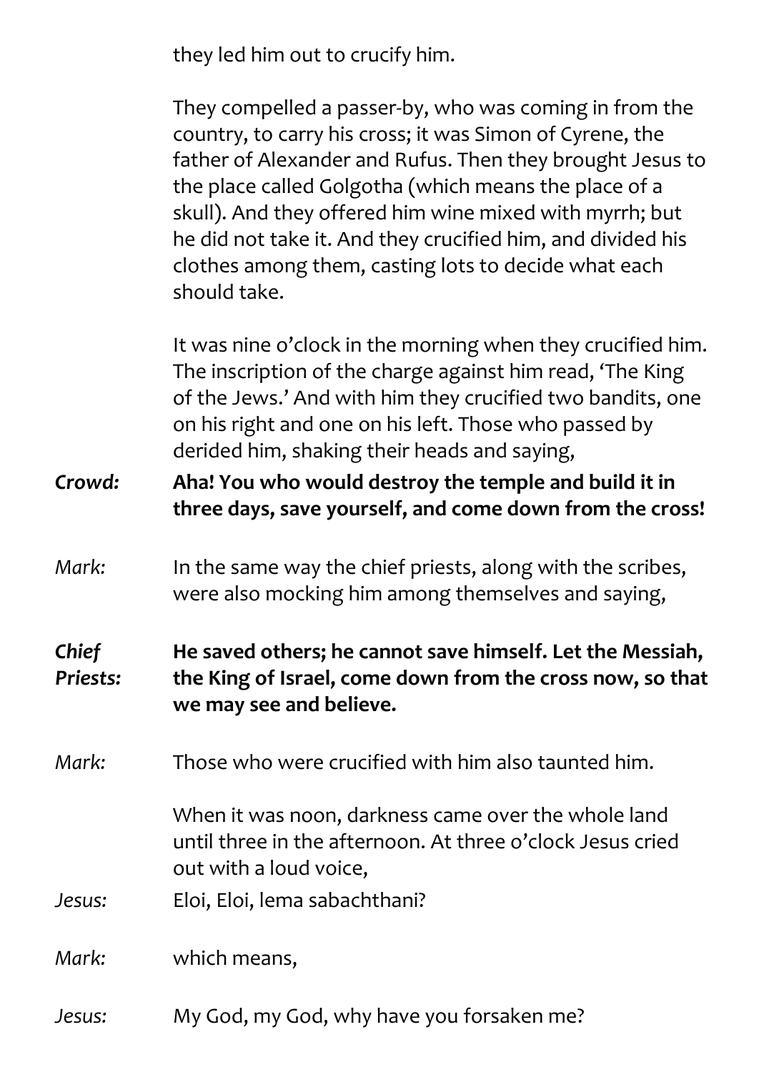they led him out to crucify him.

They compelled a passer-by, who was coming in from the country, to carry his cross; it was Simon of Cyrene, the father of Alexander and Rufus. Then they brought Jesus to the place called Golgotha (which means the place of a skull). And they offered him wine mixed with myrrh; but he did not take it. And they crucified him, and divided his clothes among them, casting lots to decide what each should take.

It was nine o'clock in the morning when they crucified him. The inscription of the charge against him read, 'The King of the Jews.' And with him they crucified two bandits, one on his right and one on his left. Those who passed by derided him, shaking their heads and saying,

***Crowd:*** **Aha! You who would destroy the temple and build it in three days, save yourself, and come down from the cross!**

*Mark:* In the same way the chief priests, along with the scribes, were also mocking him among themselves and saying,

***Chief Priests:*** **He saved others; he cannot save himself. Let the Messiah, the King of Israel, come down from the cross now, so that we may see and believe.**

*Mark:* Those who were crucified with him also taunted him.

When it was noon, darkness came over the whole land until three in the afternoon. At three o'clock Jesus cried out with a loud voice,

*Jesus:* Eloi, Eloi, lema sabachthani?

*Mark:* which means,

*Jesus:* My God, my God, why have you forsaken me?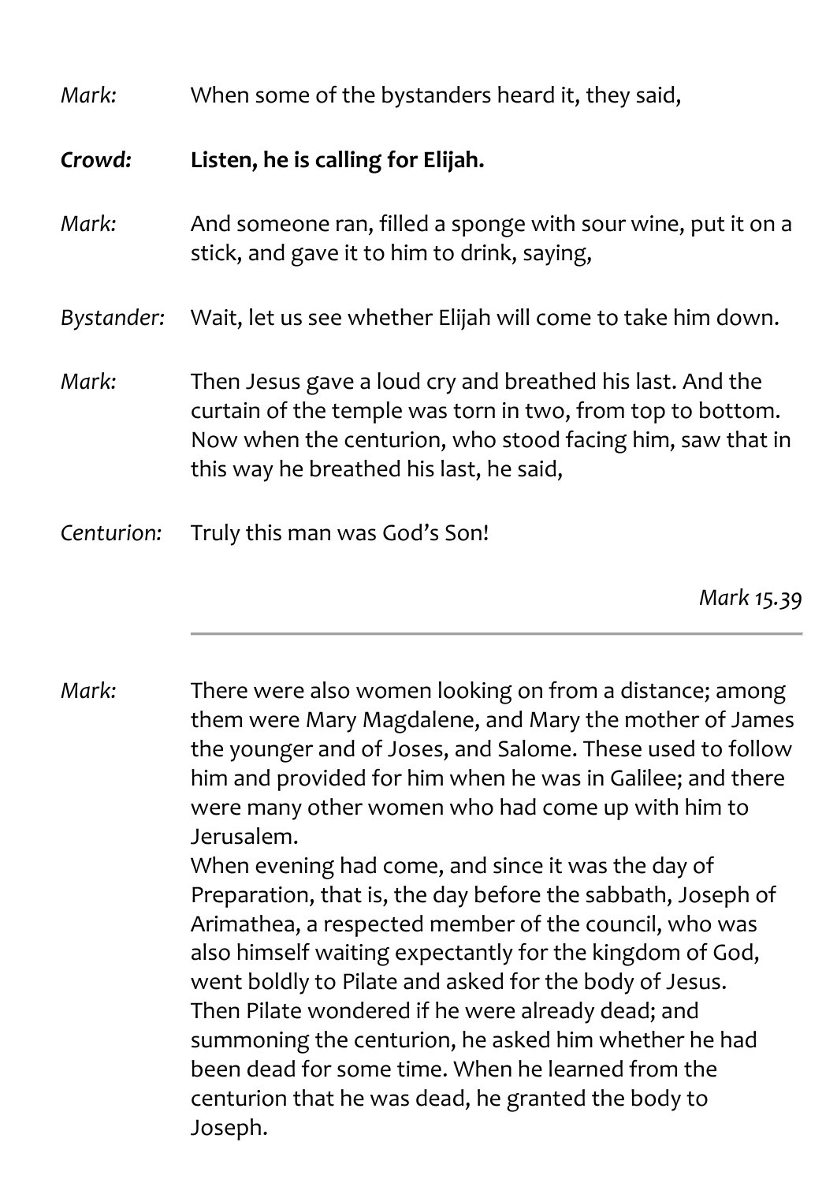*Mark:* When some of the bystanders heard it, they said,

***Crowd:*** **Listen, he is calling for Elijah.**

*Mark:* And someone ran, filled a sponge with sour wine, put it on a stick, and gave it to him to drink, saying,

*Bystander:* Wait, let us see whether Elijah will come to take him down.

*Mark:* Then Jesus gave a loud cry and breathed his last. And the curtain of the temple was torn in two, from top to bottom. Now when the centurion, who stood facing him, saw that in this way he breathed his last, he said,

*Centurion:* Truly this man was God's Son!

*Mark 15.39*

---

*Mark:* There were also women looking on from a distance; among them were Mary Magdalene, and Mary the mother of James the younger and of Joses, and Salome. These used to follow him and provided for him when he was in Galilee; and there were many other women who had come up with him to Jerusalem.
When evening had come, and since it was the day of Preparation, that is, the day before the sabbath, Joseph of Arimathea, a respected member of the council, who was also himself waiting expectantly for the kingdom of God, went boldly to Pilate and asked for the body of Jesus. Then Pilate wondered if he were already dead; and summoning the centurion, he asked him whether he had been dead for some time. When he learned from the centurion that he was dead, he granted the body to Joseph.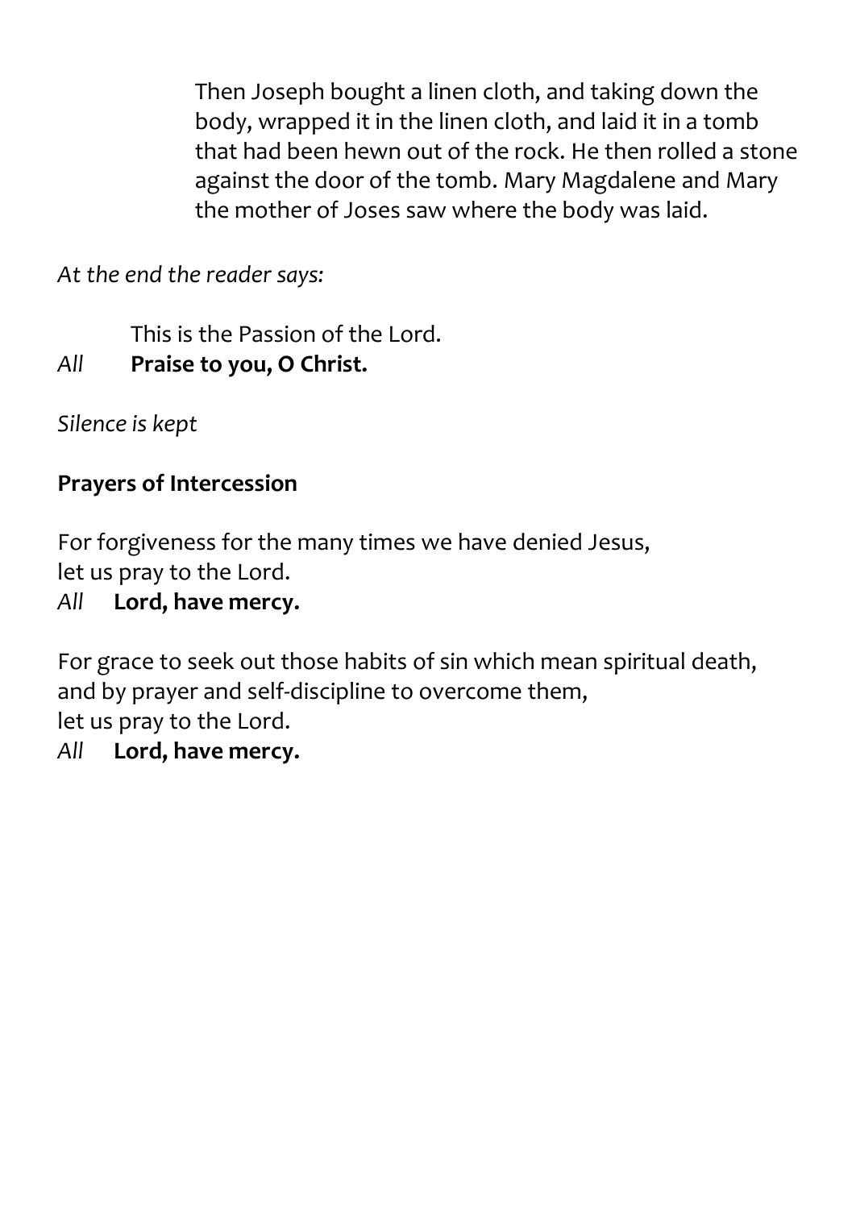Then Joseph bought a linen cloth, and taking down the body, wrapped it in the linen cloth, and laid it in a tomb that had been hewn out of the rock. He then rolled a stone against the door of the tomb. Mary Magdalene and Mary the mother of Joses saw where the body was laid.

*At the end the reader says:*

This is the Passion of the Lord.  
*All* **Praise to you, O Christ.**

*Silence is kept*

**Prayers of Intercession**

For forgiveness for the many times we have denied Jesus,  
let us pray to the Lord.  
*All* **Lord, have mercy.**

For grace to seek out those habits of sin which mean spiritual death,  
and by prayer and self-discipline to overcome them,  
let us pray to the Lord.  
*All* **Lord, have mercy.**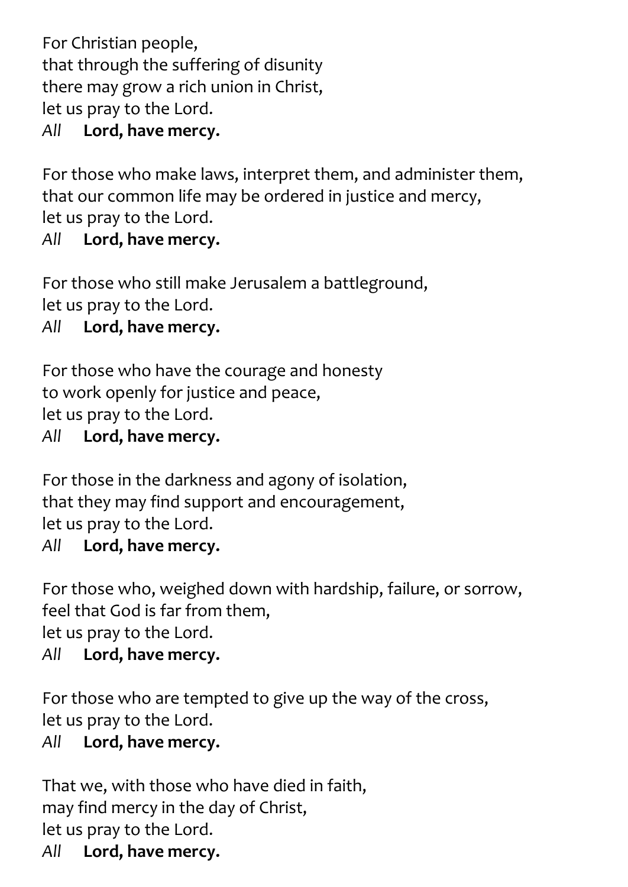For Christian people,
that through the suffering of disunity
there may grow a rich union in Christ,
let us pray to the Lord.
*All* **Lord, have mercy.**

For those who make laws, interpret them, and administer them,
that our common life may be ordered in justice and mercy,
let us pray to the Lord.
*All* **Lord, have mercy.**

For those who still make Jerusalem a battleground,
let us pray to the Lord.
*All* **Lord, have mercy.**

For those who have the courage and honesty
to work openly for justice and peace,
let us pray to the Lord.
*All* **Lord, have mercy.**

For those in the darkness and agony of isolation,
that they may find support and encouragement,
let us pray to the Lord.
*All* **Lord, have mercy.**

For those who, weighed down with hardship, failure, or sorrow,
feel that God is far from them,
let us pray to the Lord.
*All* **Lord, have mercy.**

For those who are tempted to give up the way of the cross,
let us pray to the Lord.
*All* **Lord, have mercy.**

That we, with those who have died in faith,
may find mercy in the day of Christ,
let us pray to the Lord.
*All* **Lord, have mercy.**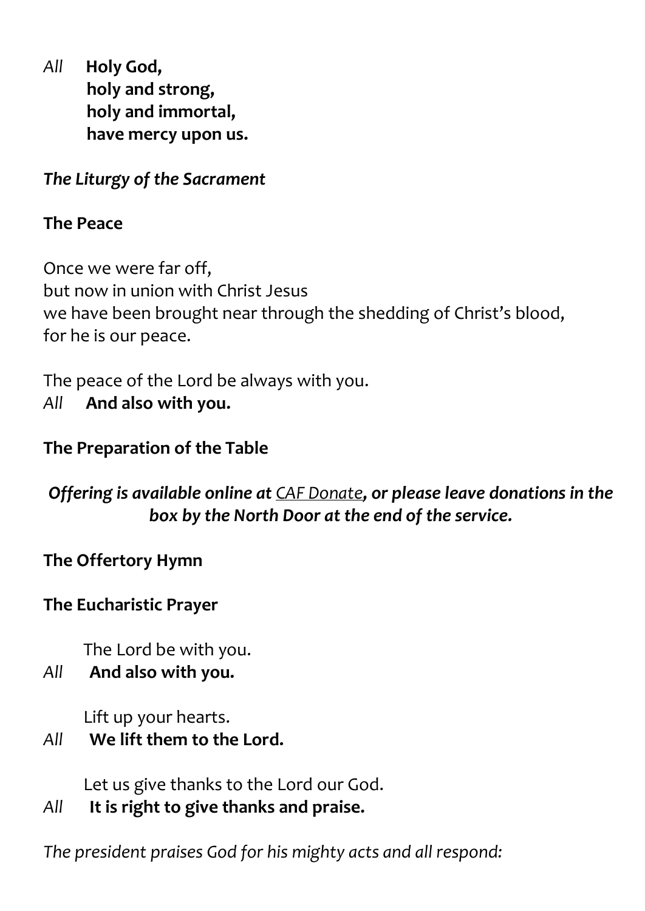*All* **Holy God,**
**holy and strong,**
**holy and immortal,**
**have mercy upon us.**

***The Liturgy of the Sacrament***

**The Peace**

Once we were far off,
but now in union with Christ Jesus
we have been brought near through the shedding of Christ's blood,
for he is our peace.

The peace of the Lord be always with you.
*All* **And also with you.**

**The Preparation of the Table**

***Offering is available online at** CAF Donate**, or please leave donations in the box by the North Door at the end of the service.***

**The Offertory Hymn**

**The Eucharistic Prayer**

The Lord be with you.
*All* **And also with you.**

Lift up your hearts.
*All* **We lift them to the Lord.**

Let us give thanks to the Lord our God.
*All* **It is right to give thanks and praise.**

*The president praises God for his mighty acts and all respond:*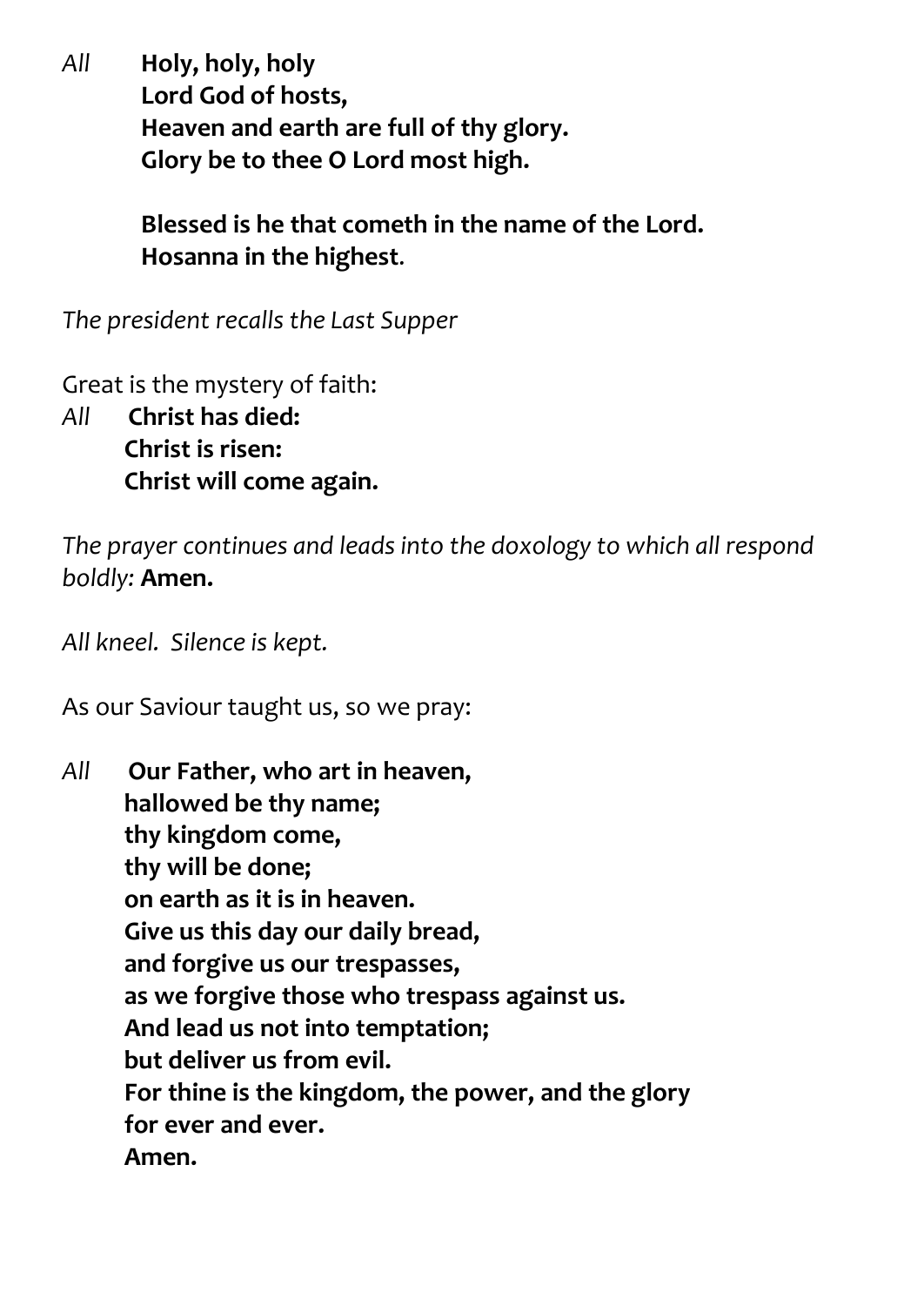*All* **Holy, holy, holy**
**Lord God of hosts,**
**Heaven and earth are full of thy glory.**
**Glory be to thee O Lord most high.**

**Blessed is he that cometh in the name of the Lord.**
**Hosanna in the highest**.

*The president recalls the Last Supper*

Great is the mystery of faith:
*All* **Christ has died:**
**Christ is risen:**
**Christ will come again.**

*The prayer continues and leads into the doxology to which all respond boldly:* **Amen.**

*All kneel. Silence is kept.*

As our Saviour taught us, so we pray:

*All* **Our Father, who art in heaven,**
**hallowed be thy name;**
**thy kingdom come,**
**thy will be done;**
**on earth as it is in heaven.**
**Give us this day our daily bread,**
**and forgive us our trespasses,**
**as we forgive those who trespass against us.**
**And lead us not into temptation;**
**but deliver us from evil.**
**For thine is the kingdom, the power, and the glory**
**for ever and ever.**
**Amen.**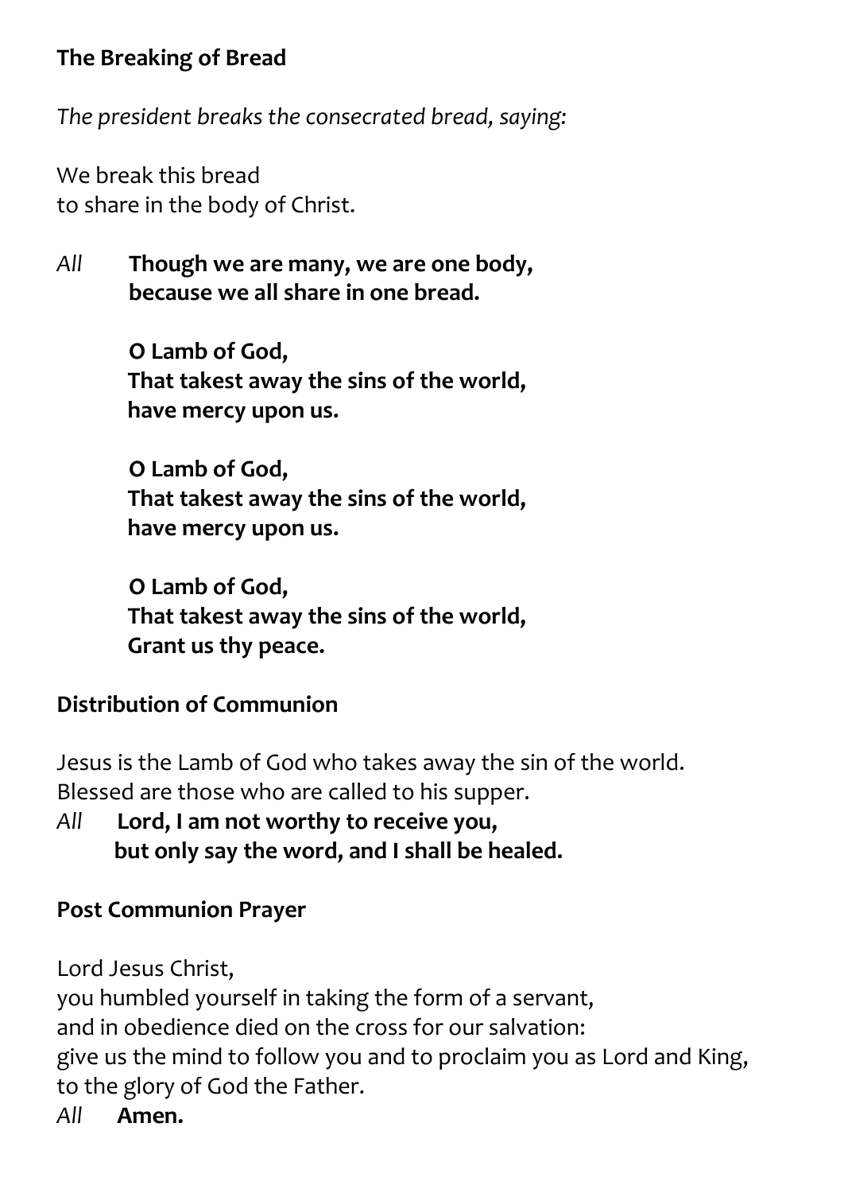**The Breaking of Bread**

*The president breaks the consecrated bread, saying:*

We break this bread
to share in the body of Christ.

*All* **Though we are many, we are one body,
because we all share in one bread.**

**O Lamb of God,
That takest away the sins of the world,
have mercy upon us.**

**O Lamb of God,
That takest away the sins of the world,
have mercy upon us.**

**O Lamb of God,
That takest away the sins of the world,
Grant us thy peace.**

**Distribution of Communion**

Jesus is the Lamb of God who takes away the sin of the world.
Blessed are those who are called to his supper.

*All* **Lord, I am not worthy to receive you,
but only say the word, and I shall be healed.**

**Post Communion Prayer**

Lord Jesus Christ,
you humbled yourself in taking the form of a servant,
and in obedience died on the cross for our salvation:
give us the mind to follow you and to proclaim you as Lord and King,
to the glory of God the Father.

*All* **Amen.**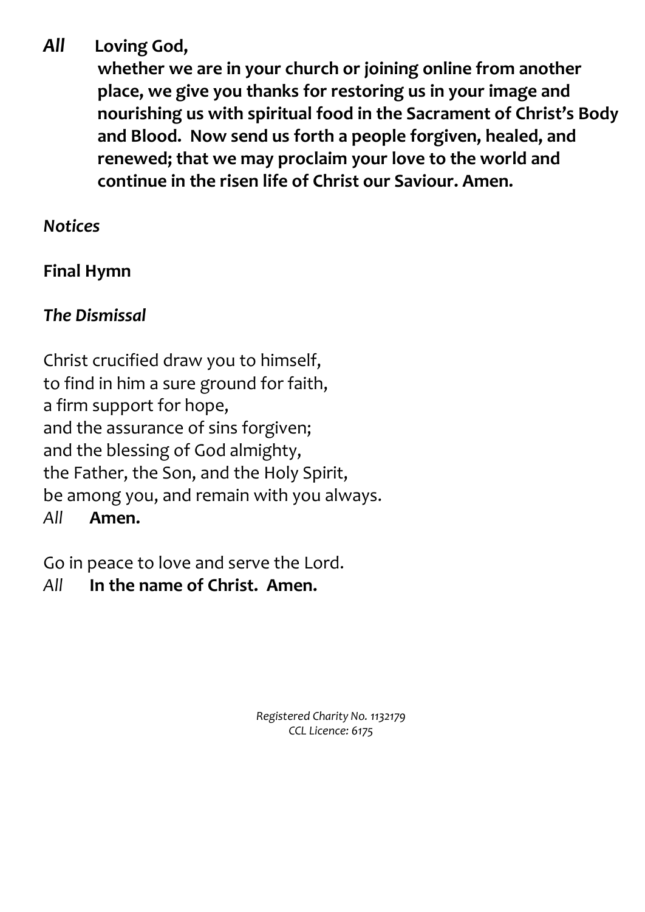***All*** **Loving God,**
**whether we are in your church or joining online from another place, we give you thanks for restoring us in your image and nourishing us with spiritual food in the Sacrament of Christ's Body and Blood. Now send us forth a people forgiven, healed, and renewed; that we may proclaim your love to the world and continue in the risen life of Christ our Saviour. Amen.**

***Notices***

**Final Hymn**

***The Dismissal***

Christ crucified draw you to himself,
to find in him a sure ground for faith,
a firm support for hope,
and the assurance of sins forgiven;
and the blessing of God almighty,
the Father, the Son, and the Holy Spirit,
be among you, and remain with you always.
*All* **Amen.**

Go in peace to love and serve the Lord.
*All* **In the name of Christ. Amen.**

*Registered Charity No. 1132179*
*CCL Licence: 6175*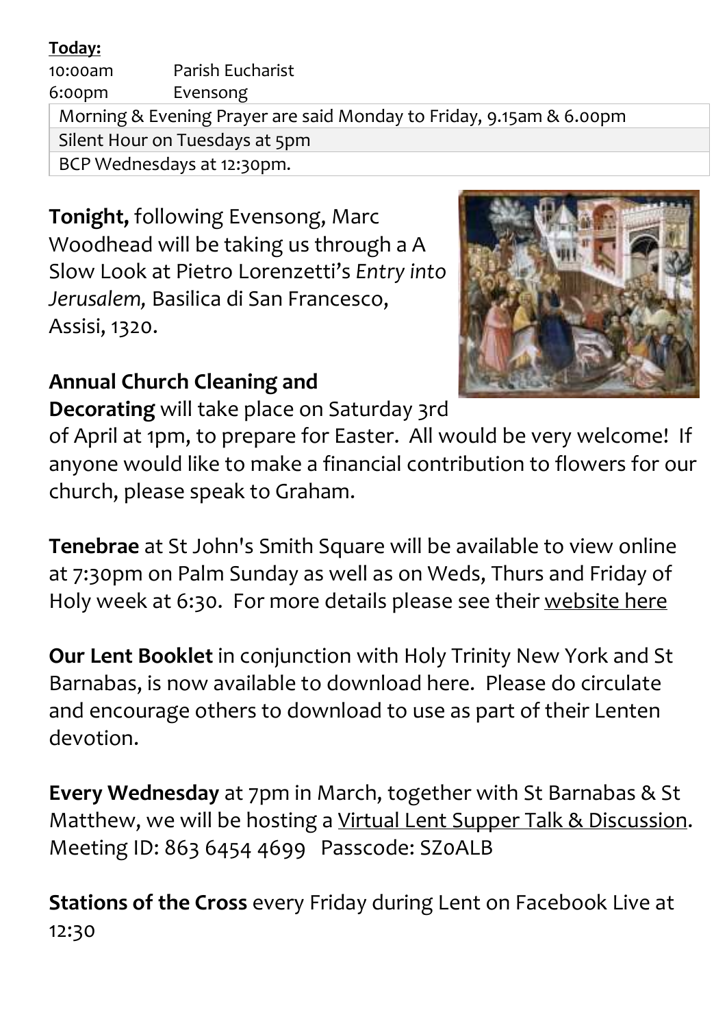**Today:**

10:00am Parish Eucharist
6:00pm Evensong

| Morning & Evening Prayer are said Monday to Friday, 9.15am & 6.00pm |
|---|
| Silent Hour on Tuesdays at 5pm |
| BCP Wednesdays at 12:30pm. |

**Tonight,** following Evensong, Marc Woodhead will be taking us through a A Slow Look at Pietro Lorenzetti's *Entry into Jerusalem,* Basilica di San Francesco, Assisi, 1320.

**Annual Church Cleaning and Decorating** will take place on Saturday 3rd of April at 1pm, to prepare for Easter. All would be very welcome! If anyone would like to make a financial contribution to flowers for our church, please speak to Graham.

**Tenebrae** at St John's Smith Square will be available to view online at 7:30pm on Palm Sunday as well as on Weds, Thurs and Friday of Holy week at 6:30. For more details please see their website here

**Our Lent Booklet** in conjunction with Holy Trinity New York and St Barnabas, is now available to download here. Please do circulate and encourage others to download to use as part of their Lenten devotion.

**Every Wednesday** at 7pm in March, together with St Barnabas & St Matthew, we will be hosting a Virtual Lent Supper Talk & Discussion. Meeting ID: 863 6454 4699 Passcode: SZ0ALB

**Stations of the Cross** every Friday during Lent on Facebook Live at 12:30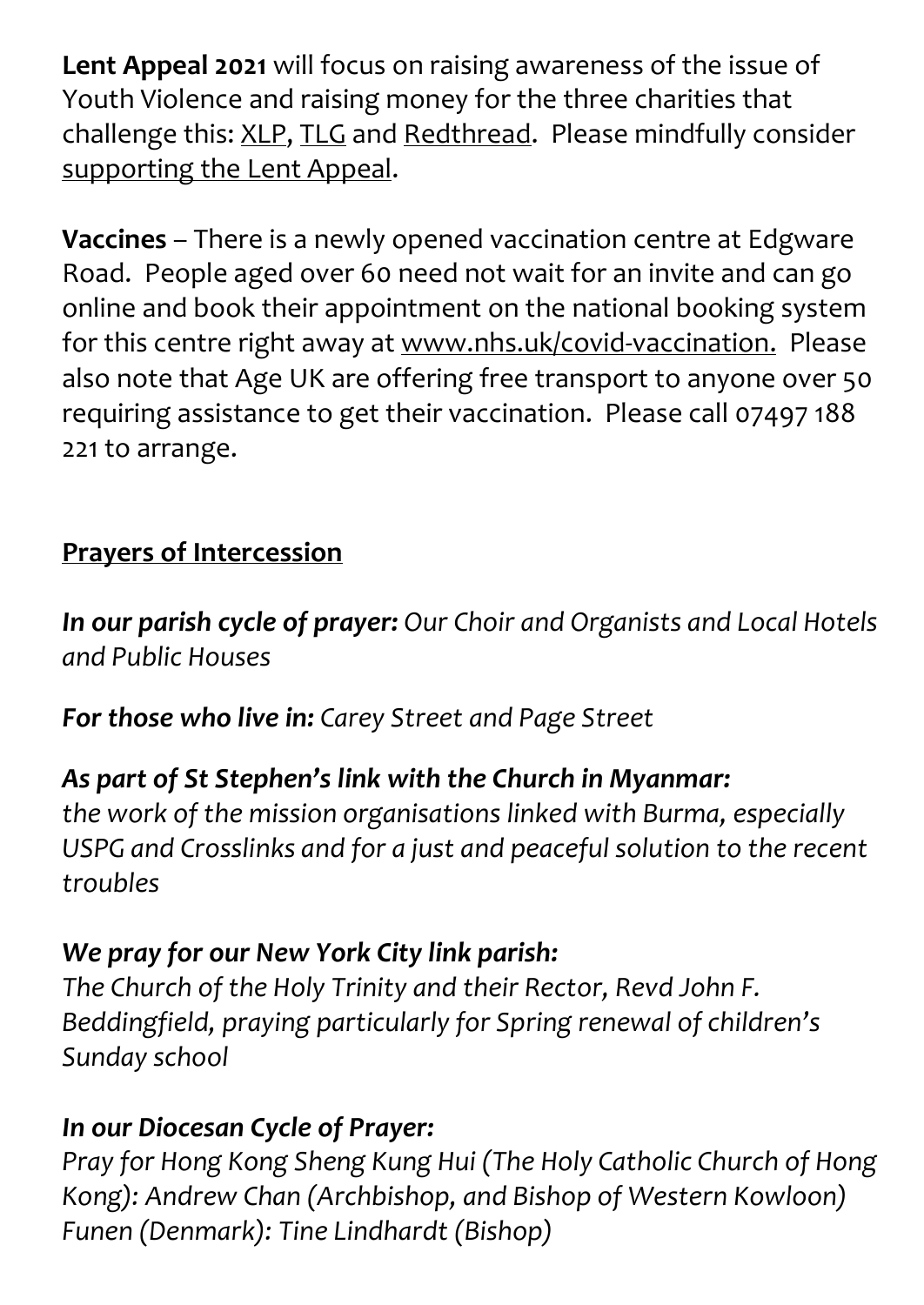**Lent Appeal 2021** will focus on raising awareness of the issue of Youth Violence and raising money for the three charities that challenge this: XLP, TLG and Redthread. Please mindfully consider supporting the Lent Appeal.

**Vaccines** – There is a newly opened vaccination centre at Edgware Road. People aged over 60 need not wait for an invite and can go online and book their appointment on the national booking system for this centre right away at www.nhs.uk/covid-vaccination. Please also note that Age UK are offering free transport to anyone over 50 requiring assistance to get their vaccination. Please call 07497 188 221 to arrange.

## Prayers of Intercession

***In our parish cycle of prayer:*** *Our Choir and Organists and Local Hotels and Public Houses*

***For those who live in:*** *Carey Street and Page Street*

***As part of St Stephen's link with the Church in Myanmar:***
*the work of the mission organisations linked with Burma, especially USPG and Crosslinks and for a just and peaceful solution to the recent troubles*

***We pray for our New York City link parish:***
*The Church of the Holy Trinity and their Rector, Revd John F. Beddingfield, praying particularly for Spring renewal of children's Sunday school*

***In our Diocesan Cycle of Prayer:***
*Pray for Hong Kong Sheng Kung Hui (The Holy Catholic Church of Hong Kong): Andrew Chan (Archbishop, and Bishop of Western Kowloon)*
*Funen (Denmark): Tine Lindhardt (Bishop)*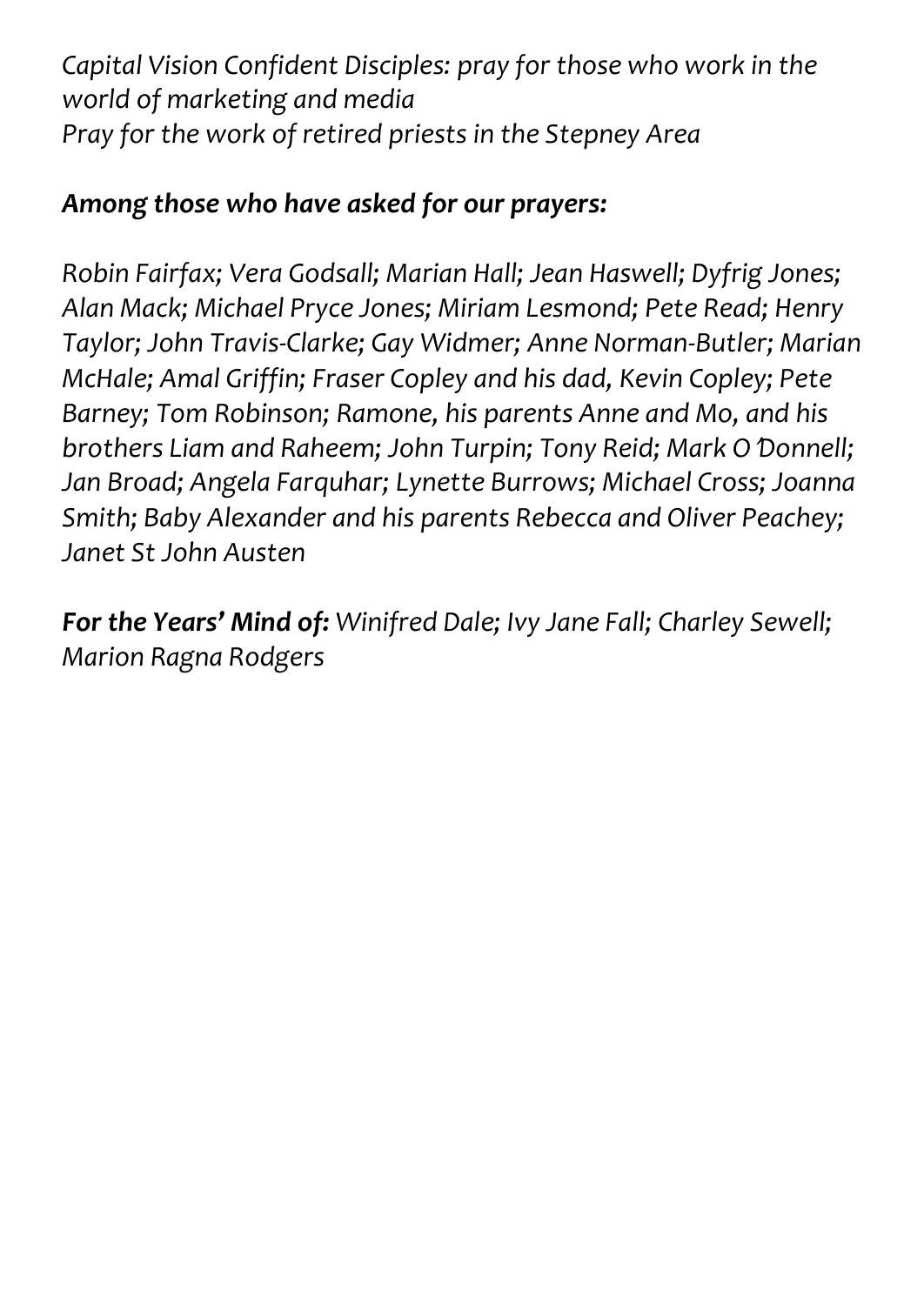*Capital Vision Confident Disciples: pray for those who work in the world of marketing and media*
*Pray for the work of retired priests in the Stepney Area*

***Among those who have asked for our prayers:***

*Robin Fairfax; Vera Godsall; Marian Hall; Jean Haswell; Dyfrig Jones; Alan Mack; Michael Pryce Jones; Miriam Lesmond; Pete Read; Henry Taylor; John Travis-Clarke; Gay Widmer; Anne Norman-Butler; Marian McHale; Amal Griffin; Fraser Copley and his dad, Kevin Copley; Pete Barney; Tom Robinson; Ramone, his parents Anne and Mo, and his brothers Liam and Raheem; John Turpin; Tony Reid; Mark O'Donnell; Jan Broad; Angela Farquhar; Lynette Burrows; Michael Cross; Joanna Smith; Baby Alexander and his parents Rebecca and Oliver Peachey; Janet St John Austen*

***For the Years' Mind of:*** *Winifred Dale; Ivy Jane Fall; Charley Sewell; Marion Ragna Rodgers*